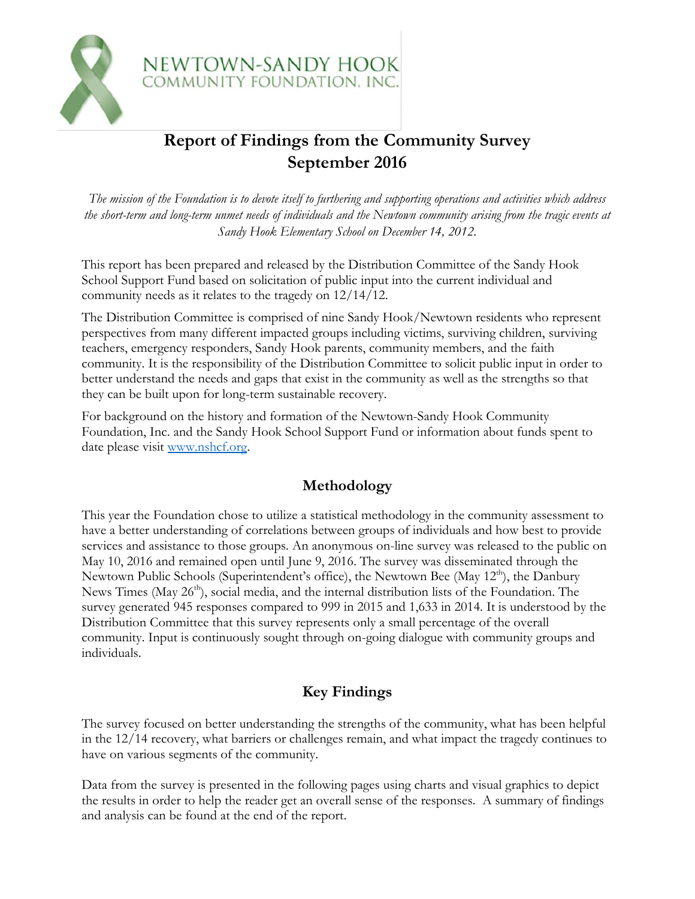NEWTOWN-SANDY HOOK
COMMUNITY FOUNDATION, INC.

# Report of Findings from the Community Survey September 2016

*The mission of the Foundation is to devote itself to furthering and supporting operations and activities which address the short-term and long-term unmet needs of individuals and the Newtown community arising from the tragic events at Sandy Hook Elementary School on December 14, 2012.*

This report has been prepared and released by the Distribution Committee of the Sandy Hook School Support Fund based on solicitation of public input into the current individual and community needs as it relates to the tragedy on 12/14/12.

The Distribution Committee is comprised of nine Sandy Hook/Newtown residents who represent perspectives from many different impacted groups including victims, surviving children, surviving teachers, emergency responders, Sandy Hook parents, community members, and the faith community. It is the responsibility of the Distribution Committee to solicit public input in order to better understand the needs and gaps that exist in the community as well as the strengths so that they can be built upon for long-term sustainable recovery.

For background on the history and formation of the Newtown-Sandy Hook Community Foundation, Inc. and the Sandy Hook School Support Fund or information about funds spent to date please visit www.nshcf.org.

## Methodology

This year the Foundation chose to utilize a statistical methodology in the community assessment to have a better understanding of correlations between groups of individuals and how best to provide services and assistance to those groups. An anonymous on-line survey was released to the public on May 10, 2016 and remained open until June 9, 2016. The survey was disseminated through the Newtown Public Schools (Superintendent's office), the Newtown Bee (May 12th), the Danbury News Times (May 26th), social media, and the internal distribution lists of the Foundation. The survey generated 945 responses compared to 999 in 2015 and 1,633 in 2014. It is understood by the Distribution Committee that this survey represents only a small percentage of the overall community. Input is continuously sought through on-going dialogue with community groups and individuals.

## Key Findings

The survey focused on better understanding the strengths of the community, what has been helpful in the 12/14 recovery, what barriers or challenges remain, and what impact the tragedy continues to have on various segments of the community.

Data from the survey is presented in the following pages using charts and visual graphics to depict the results in order to help the reader get an overall sense of the responses. A summary of findings and analysis can be found at the end of the report.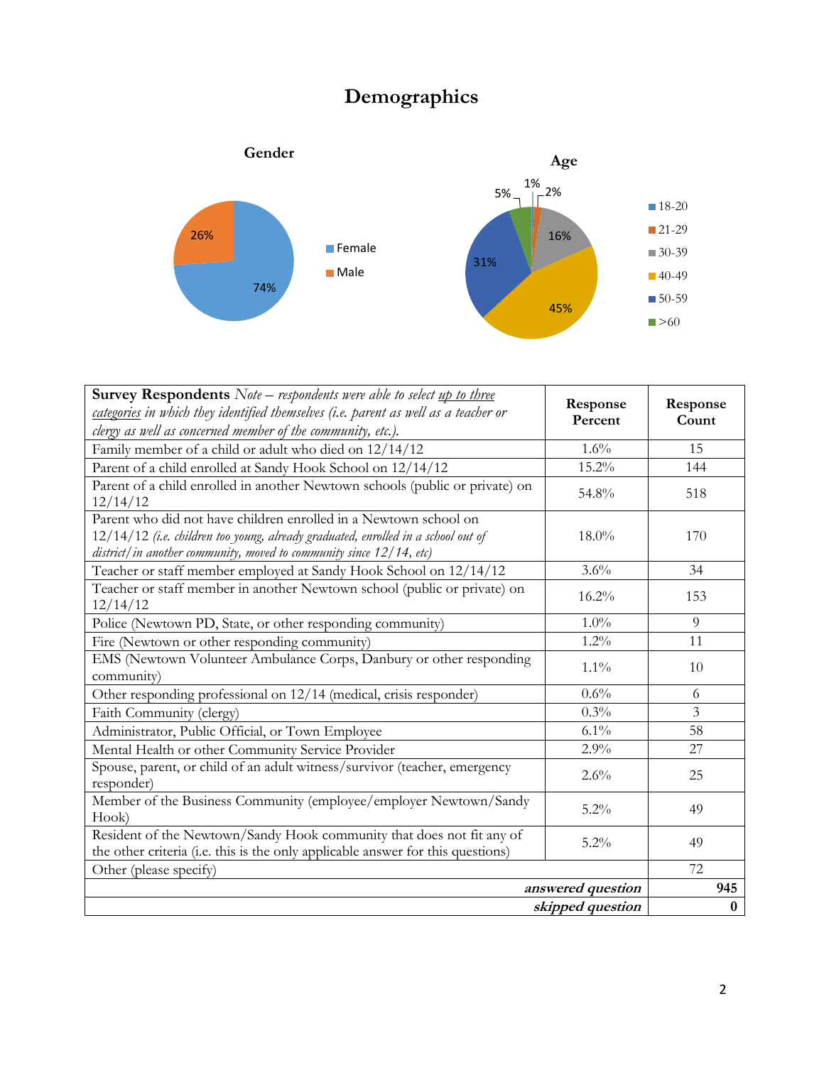# Demographics

**Gender**

26%

74%

Female

Male

**Age**

1%

2%

5%

16%

31%

45%

18-20

21-29

30-39

40-49

50-59

>60

| **Survey Respondents** *Note – respondents were able to select up to three categories in which they identified themselves (i.e. parent as well as a teacher or clergy as well as concerned member of the community, etc.).* | **Response Percent** | **Response Count** |
|---|---|---|
| Family member of a child or adult who died on 12/14/12 | 1.6% | 15 |
| Parent of a child enrolled at Sandy Hook School on 12/14/12 | 15.2% | 144 |
| Parent of a child enrolled in another Newtown schools (public or private) on 12/14/12 | 54.8% | 518 |
| Parent who did not have children enrolled in a Newtown school on 12/14/12 *(i.e. children too young, already graduated, enrolled in a school out of district/in another community, moved to community since 12/14, etc)* | 18.0% | 170 |
| Teacher or staff member employed at Sandy Hook School on 12/14/12 | 3.6% | 34 |
| Teacher or staff member in another Newtown school (public or private) on 12/14/12 | 16.2% | 153 |
| Police (Newtown PD, State, or other responding community) | 1.0% | 9 |
| Fire (Newtown or other responding community) | 1.2% | 11 |
| EMS (Newtown Volunteer Ambulance Corps, Danbury or other responding community) | 1.1% | 10 |
| Other responding professional on 12/14 (medical, crisis responder) | 0.6% | 6 |
| Faith Community (clergy) | 0.3% | 3 |
| Administrator, Public Official, or Town Employee | 6.1% | 58 |
| Mental Health or other Community Service Provider | 2.9% | 27 |
| Spouse, parent, or child of an adult witness/survivor (teacher, emergency responder) | 2.6% | 25 |
| Member of the Business Community (employee/employer Newtown/Sandy Hook) | 5.2% | 49 |
| Resident of the Newtown/Sandy Hook community that does not fit any of the other criteria (i.e. this is the only applicable answer for this questions) | 5.2% | 49 |
| Other (please specify) | | 72 |
| | ***answered question*** | **945** |
| | ***skipped question*** | **0** |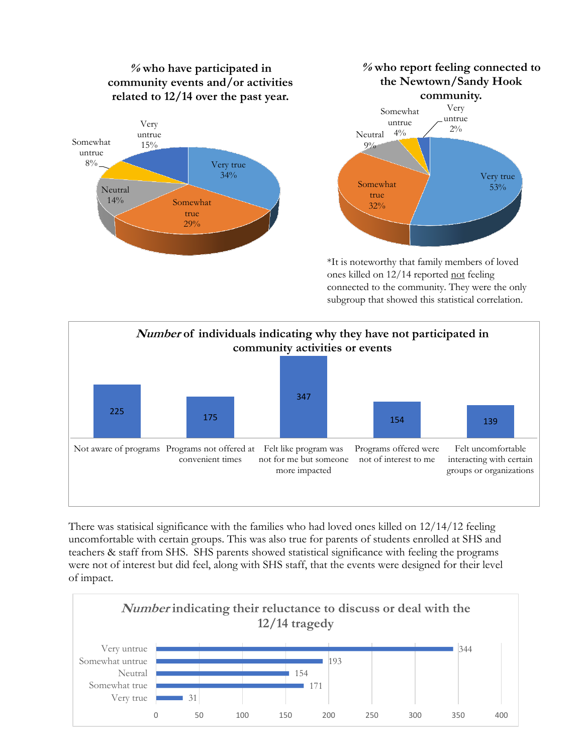***%*** **who have participated in community events and/or activities related to 12/14 over the past year.**

Very true 34%
Somewhat true 29%
Neutral 14%
Somewhat untrue 8%
Very untrue 15%

***%*** **who report feeling connected to the Newtown/Sandy Hook community.**

Very true 53%
Somewhat true 32%
Neutral 9%
Somewhat untrue 4%
Very untrue 2%

*It is noteworthy that family members of loved ones killed on 12/14 reported not feeling connected to the community. They were the only subgroup that showed this statistical correlation.

***Number*** **of individuals indicating why they have not participated in community activities or events**

Not aware of programs: 225
Programs not offered at convenient times: 175
Felt like program was not for me but someone more impacted: 347
Programs offered were not of interest to me: 154
Felt uncomfortable interacting with certain groups or organizations: 139

There was statisical significance with the families who had loved ones killed on 12/14/12 feeling uncomfortable with certain groups. This was also true for parents of students enrolled at SHS and teachers & staff from SHS. SHS parents showed statistical significance with feeling the programs were not of interest but did feel, along with SHS staff, that the events were designed for their level of impact.

***Number*** **indicating their reluctance to discuss or deal with the 12/14 tragedy**

Very untrue: 344
Somewhat untrue: 193
Neutral: 154
Somewhat true: 171
Very true: 31

0 50 100 150 200 250 300 350 400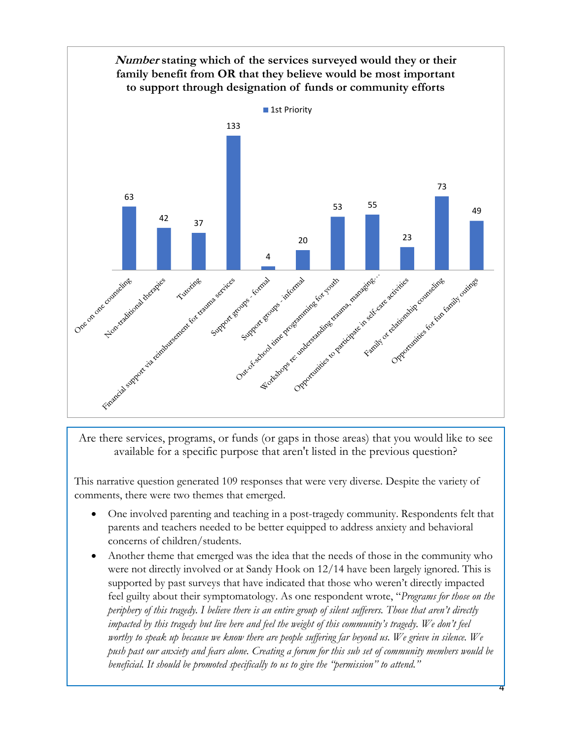***Number*** **stating which of the services surveyed would they or their family benefit from OR that they believe would be most important to support through designation of funds or community efforts**

1st Priority

133

63

42

37

4

20

53

55

23

73

49

One on one counseling

Non-traditional therapies

Tutoring

Financial support via reimbursement for trauma services

Support groups - formal

Support groups - informal

Out-of-school time programming for youth

Workshops re: understanding trauma, managing…

Opportunities to participate in self-care activities

Family or relationship counseling

Opportunities for fun family outings

Are there services, programs, or funds (or gaps in those areas) that you would like to see available for a specific purpose that aren't listed in the previous question?

This narrative question generated 109 responses that were very diverse. Despite the variety of comments, there were two themes that emerged.

- One involved parenting and teaching in a post-tragedy community. Respondents felt that parents and teachers needed to be better equipped to address anxiety and behavioral concerns of children/students.
- Another theme that emerged was the idea that the needs of those in the community who were not directly involved or at Sandy Hook on 12/14 have been largely ignored. This is supported by past surveys that have indicated that those who weren't directly impacted feel guilty about their symptomatology. As one respondent wrote, "*Programs for those on the periphery of this tragedy. I believe there is an entire group of silent sufferers. Those that aren't directly impacted by this tragedy but live here and feel the weight of this community's tragedy. We don't feel worthy to speak up because we know there are people suffering far beyond us. We grieve in silence. We push past our anxiety and fears alone. Creating a forum for this sub set of community members would be beneficial. It should be promoted specifically to us to give the "permission" to attend."*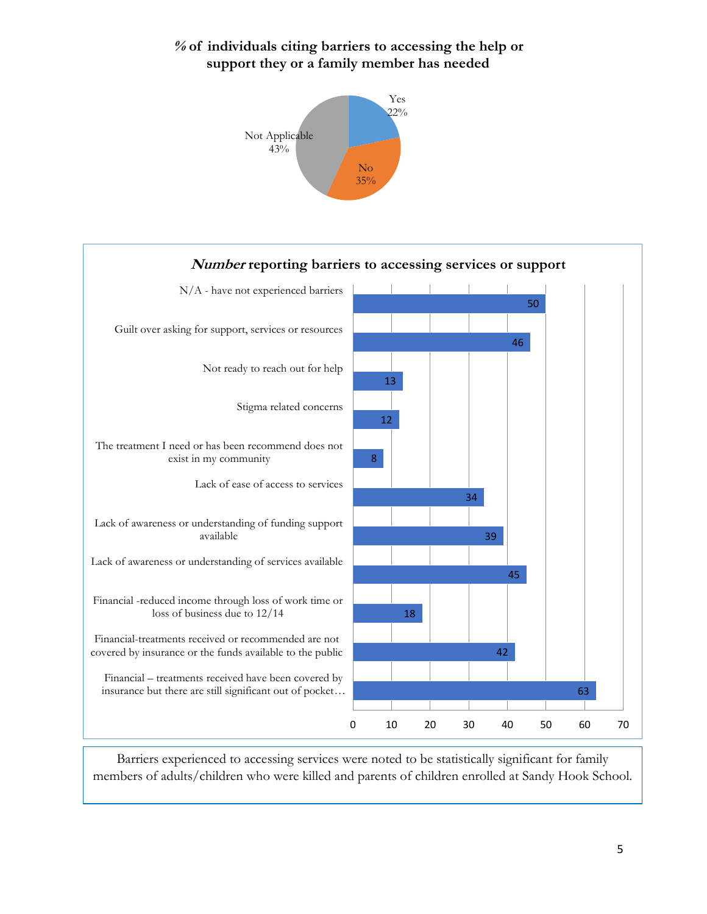***%* of individuals citing barriers to accessing the help or support they or a family member has needed**

Yes
22%

No
35%

Not Applicable
43%

***Number* reporting barriers to accessing services or support**

N/A - have not experienced barriers
50

Guilt over asking for support, services or resources
46

Not ready to reach out for help
13

Stigma related concerns
12

The treatment I need or has been recommend does not exist in my community
8

Lack of ease of access to services
34

Lack of awareness or understanding of funding support available
39

Lack of awareness or understanding of services available
45

Financial -reduced income through loss of work time or loss of business due to 12/14
18

Financial-treatments received or recommended are not covered by insurance or the funds available to the public
42

Financial – treatments received have been covered by insurance but there are still significant out of pocket…
63

0 10 20 30 40 50 60 70

Barriers experienced to accessing services were noted to be statistically significant for family members of adults/children who were killed and parents of children enrolled at Sandy Hook School.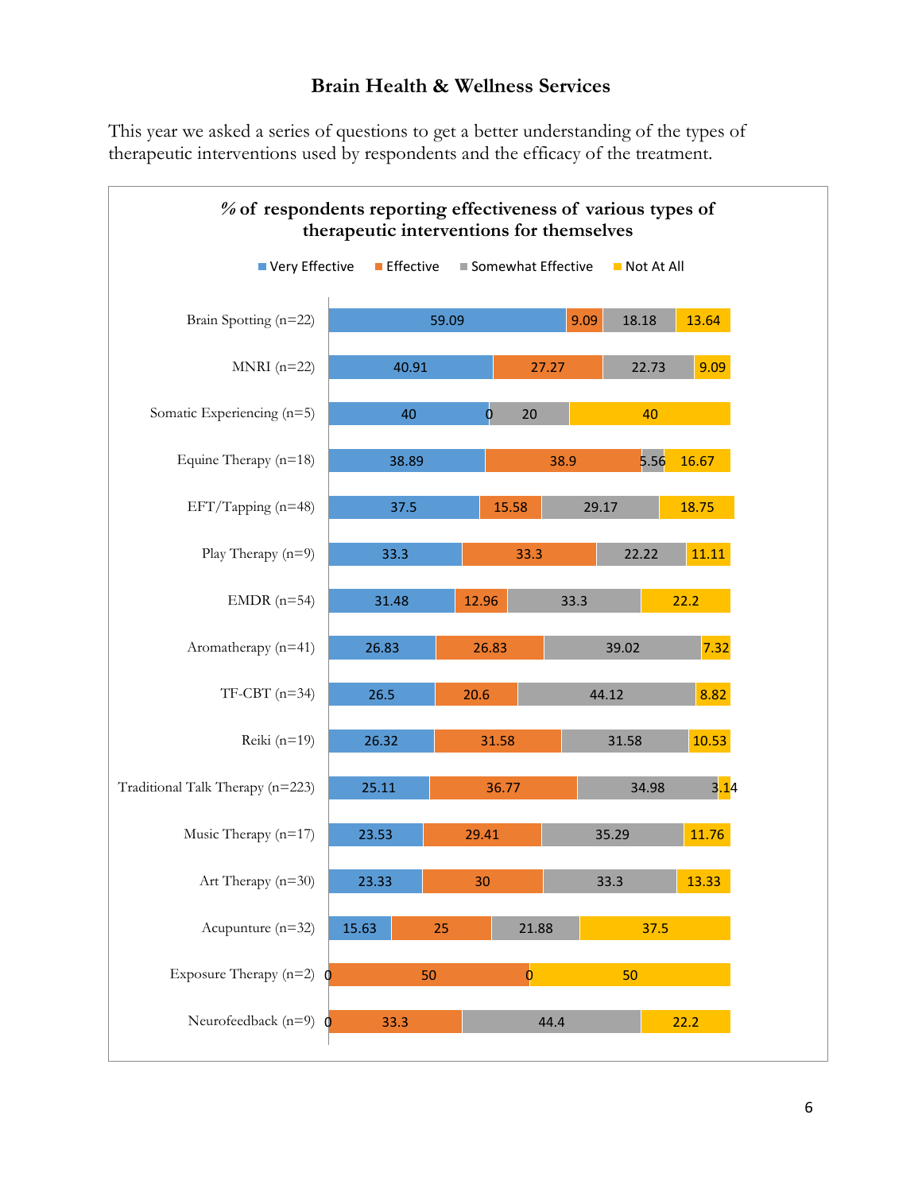## Brain Health & Wellness Services

This year we asked a series of questions to get a better understanding of the types of therapeutic interventions used by respondents and the efficacy of the treatment.

**% of respondents reporting effectiveness of various types of therapeutic interventions for themselves**

Very Effective
Effective
Somewhat Effective
Not At All

Brain Spotting (n=22) 59.09 9.09 18.18 13.64
MNRI (n=22) 40.91 27.27 22.73 9.09
Somatic Experiencing (n=5) 40 0 20 40
Equine Therapy (n=18) 38.89 38.9 5.56 16.67
EFT/Tapping (n=48) 37.5 15.58 29.17 18.75
Play Therapy (n=9) 33.3 33.3 22.22 11.11
EMDR (n=54) 31.48 12.96 33.3 22.2
Aromatherapy (n=41) 26.83 26.83 39.02 7.32
TF-CBT (n=34) 26.5 20.6 44.12 8.82
Reiki (n=19) 26.32 31.58 31.58 10.53
Traditional Talk Therapy (n=223) 25.11 36.77 34.98 3.14
Music Therapy (n=17) 23.53 29.41 35.29 11.76
Art Therapy (n=30) 23.33 30 33.3 13.33
Acupunture (n=32) 15.63 25 21.88 37.5
Exposure Therapy (n=2) 0 50 0 50
Neurofeedback (n=9) 0 33.3 44.4 22.2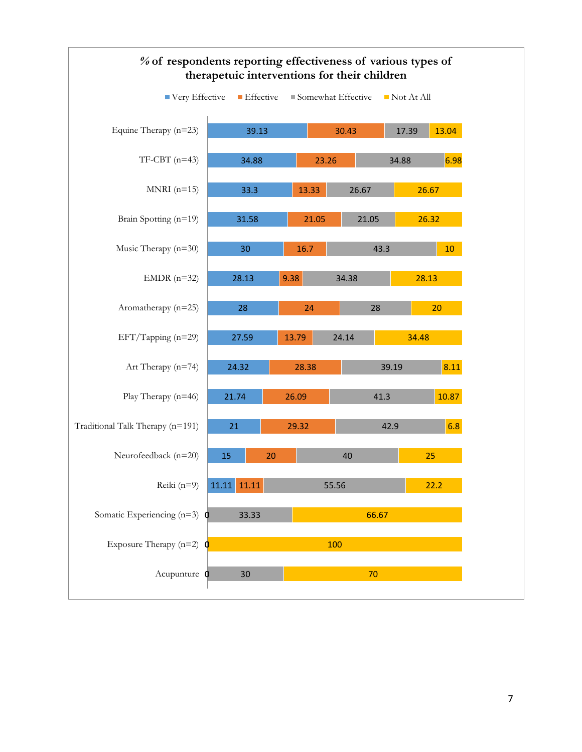% of respondents reporting effectiveness of various types of therapetuic interventions for their children

Very Effective
Effective
Somewhat Effective
Not At All

Equine Therapy (n=23) 39.13 30.43 17.39 13.04

TF-CBT (n=43) 34.88 23.26 34.88 6.98

MNRI (n=15) 33.3 13.33 26.67 26.67

Brain Spotting (n=19) 31.58 21.05 21.05 26.32

Music Therapy (n=30) 30 16.7 43.3 10

EMDR (n=32) 28.13 9.38 34.38 28.13

Aromatherapy (n=25) 28 24 28 20

EFT/Tapping (n=29) 27.59 13.79 24.14 34.48

Art Therapy (n=74) 24.32 28.38 39.19 8.11

Play Therapy (n=46) 21.74 26.09 41.3 10.87

Traditional Talk Therapy (n=191) 21 29.32 42.9 6.8

Neurofeedback (n=20) 15 20 40 25

Reiki (n=9) 11.11 11.11 55.56 22.2

Somatic Experiencing (n=3) 0 33.33 66.67

Exposure Therapy (n=2) 0 100

Acupunture 0 30 70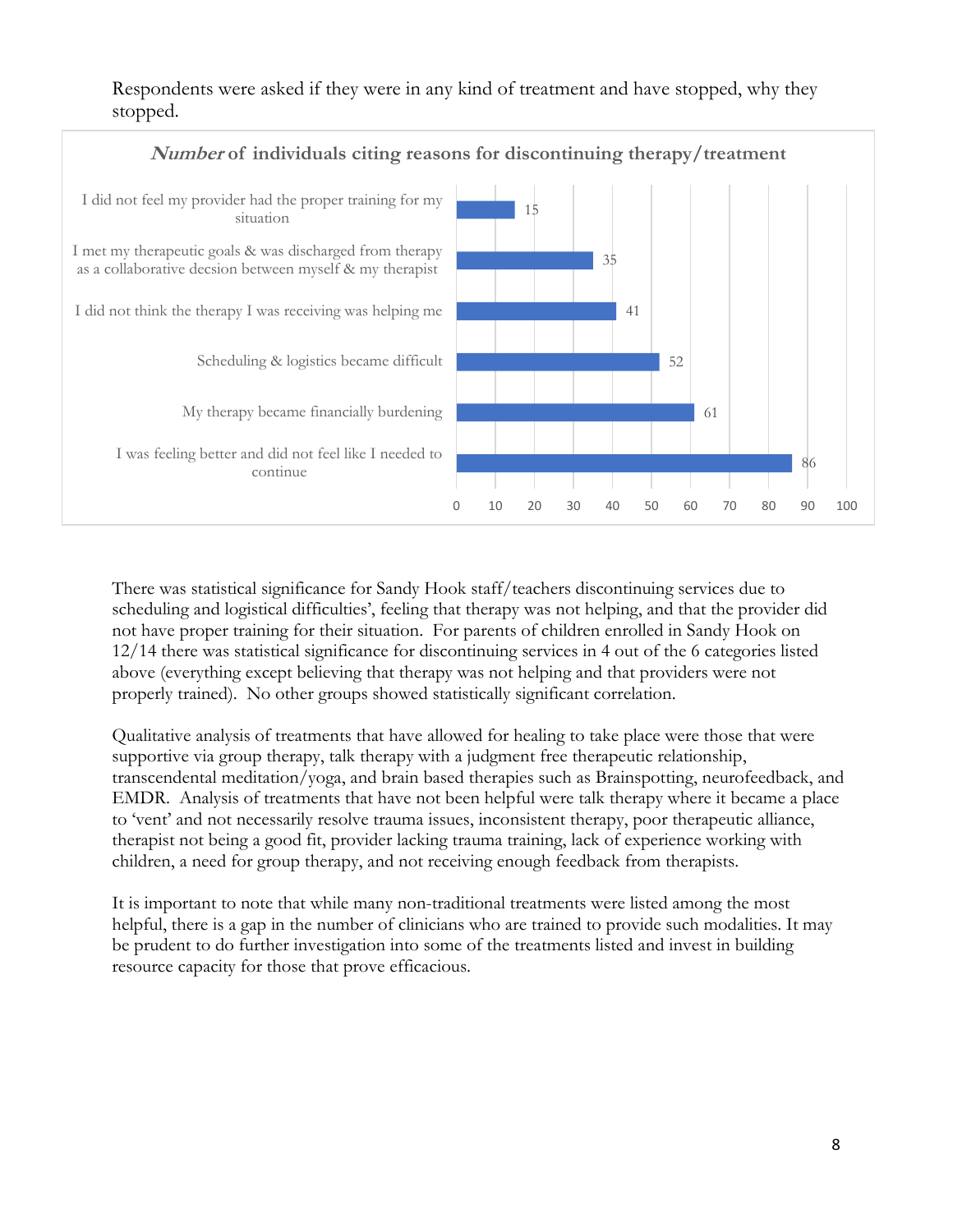Respondents were asked if they were in any kind of treatment and have stopped, why they stopped.

***Number*** **of individuals citing reasons for discontinuing therapy/treatment**

I did not feel my provider had the proper training for my situation
15
I met my therapeutic goals & was discharged from therapy as a collaborative decsion between myself & my therapist
35
I did not think the therapy I was receiving was helping me
41
Scheduling & logistics became difficult
52
My therapy became financially burdening
61
I was feeling better and did not feel like I needed to continue
86

0 10 20 30 40 50 60 70 80 90 100

There was statistical significance for Sandy Hook staff/teachers discontinuing services due to scheduling and logistical difficulties', feeling that therapy was not helping, and that the provider did not have proper training for their situation. For parents of children enrolled in Sandy Hook on 12/14 there was statistical significance for discontinuing services in 4 out of the 6 categories listed above (everything except believing that therapy was not helping and that providers were not properly trained). No other groups showed statistically significant correlation.

Qualitative analysis of treatments that have allowed for healing to take place were those that were supportive via group therapy, talk therapy with a judgment free therapeutic relationship, transcendental meditation/yoga, and brain based therapies such as Brainspotting, neurofeedback, and EMDR. Analysis of treatments that have not been helpful were talk therapy where it became a place to 'vent' and not necessarily resolve trauma issues, inconsistent therapy, poor therapeutic alliance, therapist not being a good fit, provider lacking trauma training, lack of experience working with children, a need for group therapy, and not receiving enough feedback from therapists.

It is important to note that while many non-traditional treatments were listed among the most helpful, there is a gap in the number of clinicians who are trained to provide such modalities. It may be prudent to do further investigation into some of the treatments listed and invest in building resource capacity for those that prove efficacious.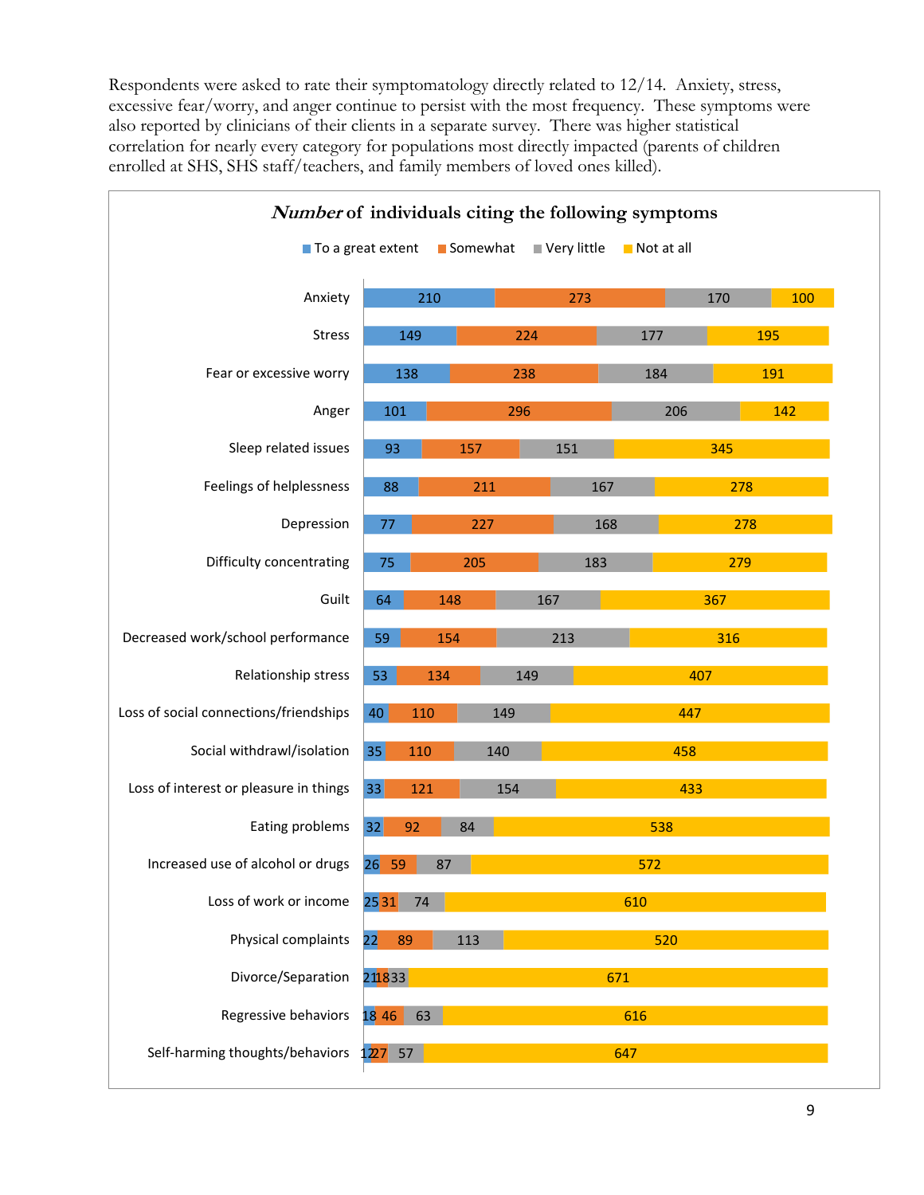Respondents were asked to rate their symptomatology directly related to 12/14. Anxiety, stress, excessive fear/worry, and anger continue to persist with the most frequency. These symptoms were also reported by clinicians of their clients in a separate survey. There was higher statistical correlation for nearly every category for populations most directly impacted (parents of children enrolled at SHS, SHS staff/teachers, and family members of loved ones killed).

***Number*** **of individuals citing the following symptoms**

To a great extent
Somewhat
Very little
Not at all

Anxiety 210 273 170 100
Stress 149 224 177 195
Fear or excessive worry 138 238 184 191
Anger 101 296 206 142
Sleep related issues 93 157 151 345
Feelings of helplessness 88 211 167 278
Depression 77 227 168 278
Difficulty concentrating 75 205 183 279
Guilt 64 148 167 367
Decreased work/school performance 59 154 213 316
Relationship stress 53 134 149 407
Loss of social connections/friendships 40 110 149 447
Social withdrawl/isolation 35 110 140 458
Loss of interest or pleasure in things 33 121 154 433
Eating problems 32 92 84 538
Increased use of alcohol or drugs 26 59 87 572
Loss of work or income 25 31 74 610
Physical complaints 22 89 113 520
Divorce/Separation 21 18 33 671
Regressive behaviors 18 46 63 616
Self-harming thoughts/behaviors 12 27 57 647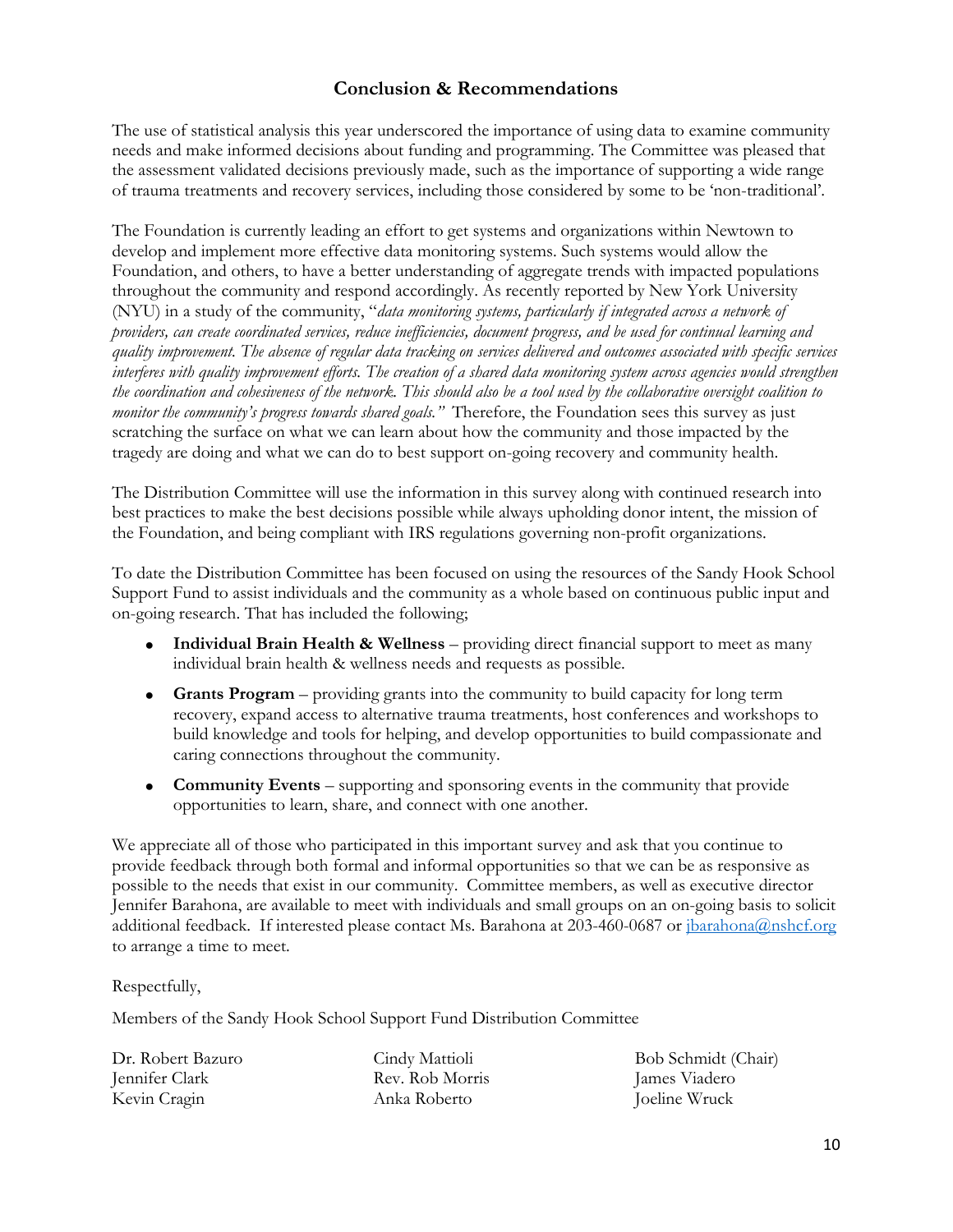## Conclusion & Recommendations

The use of statistical analysis this year underscored the importance of using data to examine community needs and make informed decisions about funding and programming. The Committee was pleased that the assessment validated decisions previously made, such as the importance of supporting a wide range of trauma treatments and recovery services, including those considered by some to be 'non-traditional'.

The Foundation is currently leading an effort to get systems and organizations within Newtown to develop and implement more effective data monitoring systems. Such systems would allow the Foundation, and others, to have a better understanding of aggregate trends with impacted populations throughout the community and respond accordingly. As recently reported by New York University (NYU) in a study of the community, "*data monitoring systems, particularly if integrated across a network of providers, can create coordinated services, reduce inefficiencies, document progress, and be used for continual learning and quality improvement. The absence of regular data tracking on services delivered and outcomes associated with specific services interferes with quality improvement efforts. The creation of a shared data monitoring system across agencies would strengthen the coordination and cohesiveness of the network. This should also be a tool used by the collaborative oversight coalition to monitor the community's progress towards shared goals.*" Therefore, the Foundation sees this survey as just scratching the surface on what we can learn about how the community and those impacted by the tragedy are doing and what we can do to best support on-going recovery and community health.

The Distribution Committee will use the information in this survey along with continued research into best practices to make the best decisions possible while always upholding donor intent, the mission of the Foundation, and being compliant with IRS regulations governing non-profit organizations.

To date the Distribution Committee has been focused on using the resources of the Sandy Hook School Support Fund to assist individuals and the community as a whole based on continuous public input and on-going research. That has included the following;

- **Individual Brain Health & Wellness** – providing direct financial support to meet as many individual brain health & wellness needs and requests as possible.
- **Grants Program** – providing grants into the community to build capacity for long term recovery, expand access to alternative trauma treatments, host conferences and workshops to build knowledge and tools for helping, and develop opportunities to build compassionate and caring connections throughout the community.
- **Community Events** – supporting and sponsoring events in the community that provide opportunities to learn, share, and connect with one another.

We appreciate all of those who participated in this important survey and ask that you continue to provide feedback through both formal and informal opportunities so that we can be as responsive as possible to the needs that exist in our community. Committee members, as well as executive director Jennifer Barahona, are available to meet with individuals and small groups on an on-going basis to solicit additional feedback. If interested please contact Ms. Barahona at 203-460-0687 or jbarahona@nshcf.org to arrange a time to meet.

Respectfully,

Members of the Sandy Hook School Support Fund Distribution Committee

Dr. Robert Bazuro
Jennifer Clark
Kevin Cragin
Cindy Mattioli
Rev. Rob Morris
Anka Roberto
Bob Schmidt (Chair)
James Viadero
Joeline Wruck